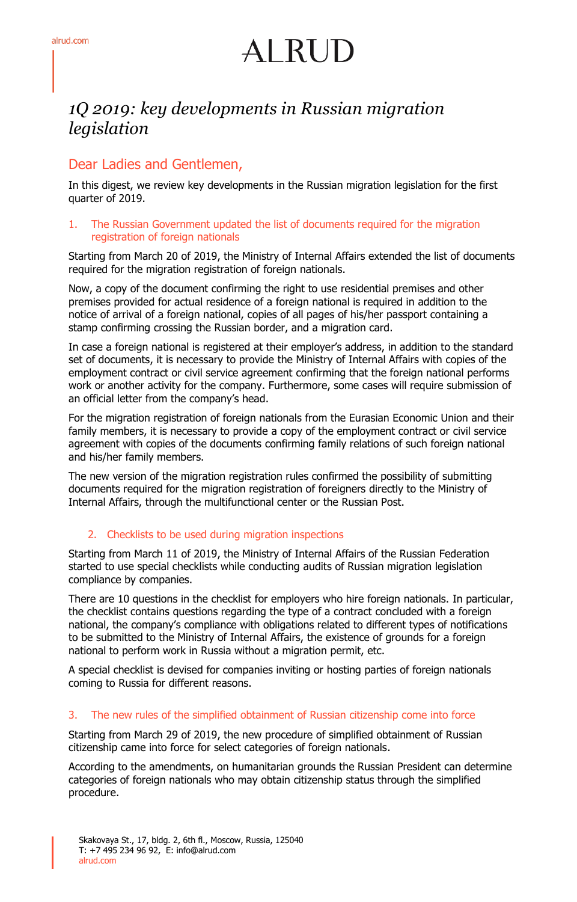# ALRUD

## *1Q 2019: key developments in Russian migration legislation*

### Dear Ladies and Gentlemen,

In this digest, we review key developments in the Russian migration legislation for the first quarter of 2019.

### 1. The Russian Government updated the list of documents required for the migration registration of foreign nationals

Starting from March 20 of 2019, the Ministry of Internal Affairs extended the list of documents required for the migration registration of foreign nationals.

Now, a copy of the document confirming the right to use residential premises and other premises provided for actual residence of a foreign national is required in addition to the notice of arrival of a foreign national, copies of all pages of his/her passport containing a stamp confirming crossing the Russian border, and a migration card.

In case a foreign national is registered at their employer's address, in addition to the standard set of documents, it is necessary to provide the Ministry of Internal Affairs with copies of the employment contract or civil service agreement confirming that the foreign national performs work or another activity for the company. Furthermore, some cases will require submission of an official letter from the company's head.

For the migration registration of foreign nationals from the Eurasian Economic Union and their family members, it is necessary to provide a copy of the employment contract or civil service agreement with copies of the documents confirming family relations of such foreign national and his/her family members.

The new version of the migration registration rules confirmed the possibility of submitting documents required for the migration registration of foreigners directly to the Ministry of Internal Affairs, through the multifunctional center or the Russian Post.

### 2. Checklists to be used during migration inspections

Starting from March 11 of 2019, the Ministry of Internal Affairs of the Russian Federation started to use special checklists while conducting audits of Russian migration legislation compliance by companies.

There are 10 questions in the checklist for employers who hire foreign nationals. In particular, the checklist contains questions regarding the type of a contract concluded with a foreign national, the company's compliance with obligations related to different types of notifications to be submitted to the Ministry of Internal Affairs, the existence of grounds for a foreign national to perform work in Russia without a migration permit, etc.

A special checklist is devised for companies inviting or hosting parties of foreign nationals coming to Russia for different reasons.

### 3. The new rules of the simplified obtainment of Russian citizenship come into force

Starting from March 29 of 2019, the new procedure of simplified obtainment of Russian citizenship came into force for select categories of foreign nationals.

According to the amendments, on humanitarian grounds the Russian President can determine categories of foreign nationals who may obtain citizenship status through the simplified procedure.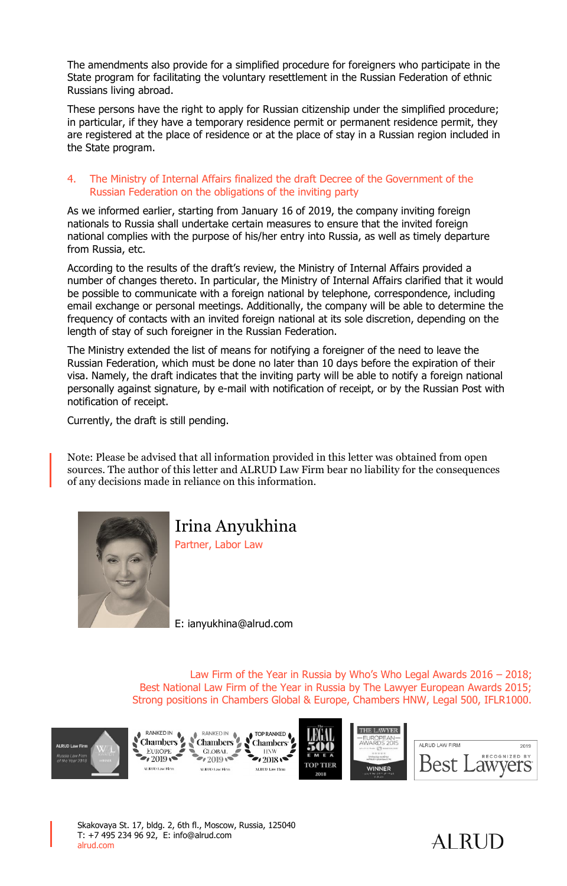The amendments also provide for a simplified procedure for foreigners who participate in the State program for facilitating the voluntary resettlement in the Russian Federation of ethnic Russians living abroad.

These persons have the right to apply for Russian citizenship under the simplified procedure; in particular, if they have a temporary residence permit or permanent residence permit, they are registered at the place of residence or at the place of stay in a Russian region included in the State program.

## 4. The Ministry of Internal Affairs finalized the draft Decree of the Government of the Russian Federation on the obligations of the inviting party

As we informed earlier, starting from January 16 of 2019, the company inviting foreign nationals to Russia shall undertake certain measures to ensure that the invited foreign national complies with the purpose of his/her entry into Russia, as well as timely departure from Russia, etc.

According to the results of the draft's review, the Ministry of Internal Affairs provided a number of changes thereto. In particular, the Ministry of Internal Affairs clarified that it would be possible to communicate with a foreign national by telephone, correspondence, including email exchange or personal meetings. Additionally, the company will be able to determine the frequency of contacts with an invited foreign national at its sole discretion, depending on the length of stay of such foreigner in the Russian Federation.

The Ministry extended the list of means for notifying a foreigner of the need to leave the Russian Federation, which must be done no later than 10 days before the expiration of their visa. Namely, the draft indicates that the inviting party will be able to notify a foreign national personally against signature, by e-mail with notification of receipt, or by the Russian Post with notification of receipt.

Currently, the draft is still pending.

Note: Please be advised that all information provided in this letter was obtained from open sources. The author of this letter and ALRUD Law Firm bear no liability for the consequences of any decisions made in reliance on this information.

**Irina Anyukhina**
Partner, Labor Law

E: ianyukhina@alrud.com

Law Firm of the Year in Russia by Who's Who Legal Awards 2016 – 2018;
Best National Law Firm of the Year in Russia by The Lawyer European Awards 2015;
Strong positions in Chambers Global & Europe, Chambers HNW, Legal 500, IFLR1000.

Skakovaya St. 17, bldg. 2, 6th fl., Moscow, Russia, 125040
T: +7 495 234 96 92, E: info@alrud.com
alrud.com

ALRUD